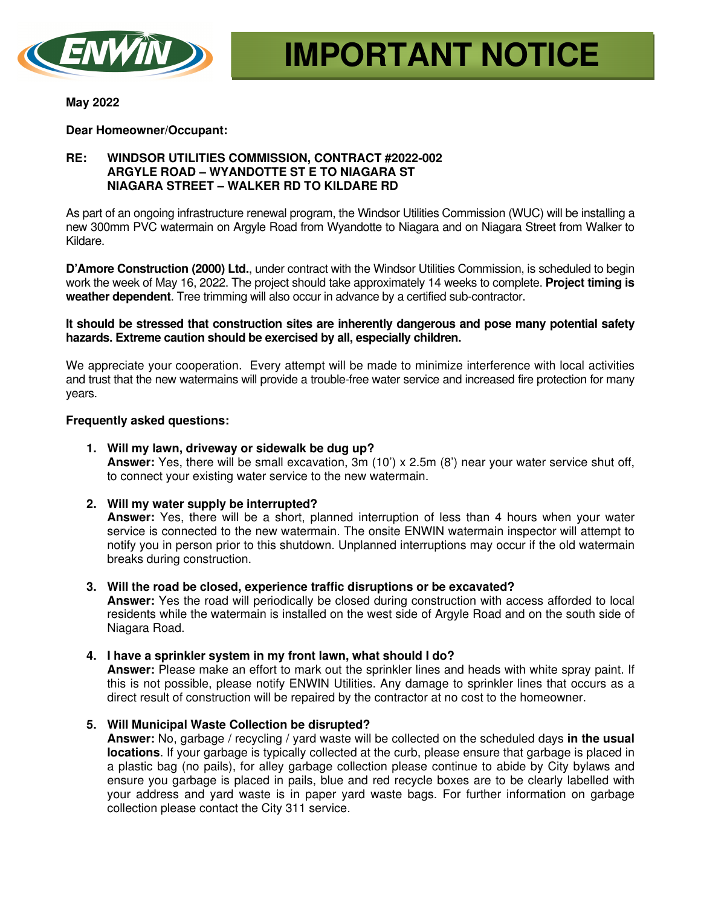# IMPORTANT NOTICE

**May 2022**

**Dear Homeowner/Occupant:**

**RE: WINDSOR UTILITIES COMMISSION, CONTRACT #2022-002**
**ARGYLE ROAD – WYANDOTTE ST E TO NIAGARA ST**
**NIAGARA STREET – WALKER RD TO KILDARE RD**

As part of an ongoing infrastructure renewal program, the Windsor Utilities Commission (WUC) will be installing a new 300mm PVC watermain on Argyle Road from Wyandotte to Niagara and on Niagara Street from Walker to Kildare.

**D'Amore Construction (2000) Ltd.**, under contract with the Windsor Utilities Commission, is scheduled to begin work the week of May 16, 2022. The project should take approximately 14 weeks to complete. **Project timing is weather dependent**. Tree trimming will also occur in advance by a certified sub-contractor.

**It should be stressed that construction sites are inherently dangerous and pose many potential safety hazards. Extreme caution should be exercised by all, especially children.**

We appreciate your cooperation. Every attempt will be made to minimize interference with local activities and trust that the new watermains will provide a trouble-free water service and increased fire protection for many years.

**Frequently asked questions:**

1. **Will my lawn, driveway or sidewalk be dug up?**
   **Answer:** Yes, there will be small excavation, 3m (10') x 2.5m (8') near your water service shut off, to connect your existing water service to the new watermain.

2. **Will my water supply be interrupted?**
   **Answer:** Yes, there will be a short, planned interruption of less than 4 hours when your water service is connected to the new watermain. The onsite ENWIN watermain inspector will attempt to notify you in person prior to this shutdown. Unplanned interruptions may occur if the old watermain breaks during construction.

3. **Will the road be closed, experience traffic disruptions or be excavated?**
   **Answer:** Yes the road will periodically be closed during construction with access afforded to local residents while the watermain is installed on the west side of Argyle Road and on the south side of Niagara Road.

4. **I have a sprinkler system in my front lawn, what should I do?**
   **Answer:** Please make an effort to mark out the sprinkler lines and heads with white spray paint. If this is not possible, please notify ENWIN Utilities. Any damage to sprinkler lines that occurs as a direct result of construction will be repaired by the contractor at no cost to the homeowner.

5. **Will Municipal Waste Collection be disrupted?**
   **Answer:** No, garbage / recycling / yard waste will be collected on the scheduled days **in the usual locations**. If your garbage is typically collected at the curb, please ensure that garbage is placed in a plastic bag (no pails), for alley garbage collection please continue to abide by City bylaws and ensure you garbage is placed in pails, blue and red recycle boxes are to be clearly labelled with your address and yard waste is in paper yard waste bags. For further information on garbage collection please contact the City 311 service.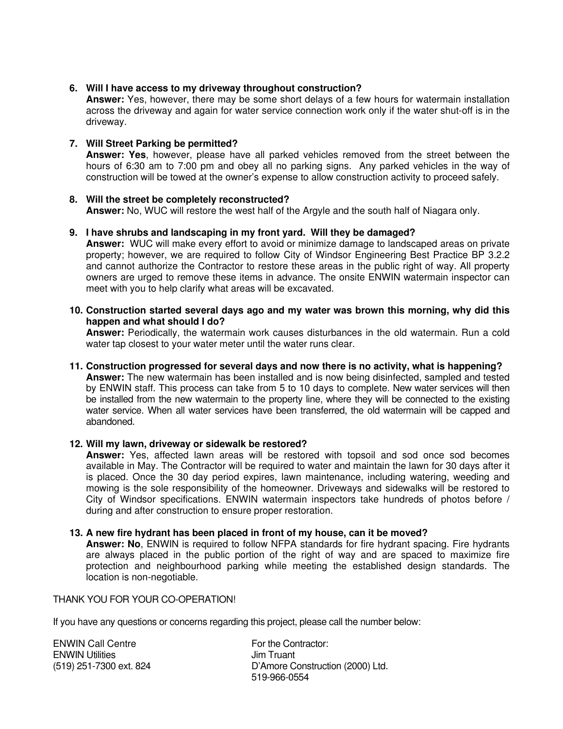6. **Will I have access to my driveway throughout construction?**
   **Answer:** Yes, however, there may be some short delays of a few hours for watermain installation across the driveway and again for water service connection work only if the water shut-off is in the driveway.

7. **Will Street Parking be permitted?**
   **Answer: Yes**, however, please have all parked vehicles removed from the street between the hours of 6:30 am to 7:00 pm and obey all no parking signs. Any parked vehicles in the way of construction will be towed at the owner's expense to allow construction activity to proceed safely.

8. **Will the street be completely reconstructed?**
   **Answer:** No, WUC will restore the west half of the Argyle and the south half of Niagara only.

9. **I have shrubs and landscaping in my front yard. Will they be damaged?**
   **Answer:** WUC will make every effort to avoid or minimize damage to landscaped areas on private property; however, we are required to follow City of Windsor Engineering Best Practice BP 3.2.2 and cannot authorize the Contractor to restore these areas in the public right of way. All property owners are urged to remove these items in advance. The onsite ENWIN watermain inspector can meet with you to help clarify what areas will be excavated.

10. **Construction started several days ago and my water was brown this morning, why did this happen and what should I do?**
    **Answer:** Periodically, the watermain work causes disturbances in the old watermain. Run a cold water tap closest to your water meter until the water runs clear.

11. **Construction progressed for several days and now there is no activity, what is happening?**
    **Answer:** The new watermain has been installed and is now being disinfected, sampled and tested by ENWIN staff. This process can take from 5 to 10 days to complete. New water services will then be installed from the new watermain to the property line, where they will be connected to the existing water service. When all water services have been transferred, the old watermain will be capped and abandoned.

12. **Will my lawn, driveway or sidewalk be restored?**
    **Answer:** Yes, affected lawn areas will be restored with topsoil and sod once sod becomes available in May. The Contractor will be required to water and maintain the lawn for 30 days after it is placed. Once the 30 day period expires, lawn maintenance, including watering, weeding and mowing is the sole responsibility of the homeowner. Driveways and sidewalks will be restored to City of Windsor specifications. ENWIN watermain inspectors take hundreds of photos before / during and after construction to ensure proper restoration.

13. **A new fire hydrant has been placed in front of my house, can it be moved?**
    **Answer: No**, ENWIN is required to follow NFPA standards for fire hydrant spacing. Fire hydrants are always placed in the public portion of the right of way and are spaced to maximize fire protection and neighbourhood parking while meeting the established design standards. The location is non-negotiable.

THANK YOU FOR YOUR CO-OPERATION!

If you have any questions or concerns regarding this project, please call the number below:

ENWIN Call Centre
ENWIN Utilities
(519) 251-7300 ext. 824

For the Contractor:
Jim Truant
D'Amore Construction (2000) Ltd.
519-966-0554